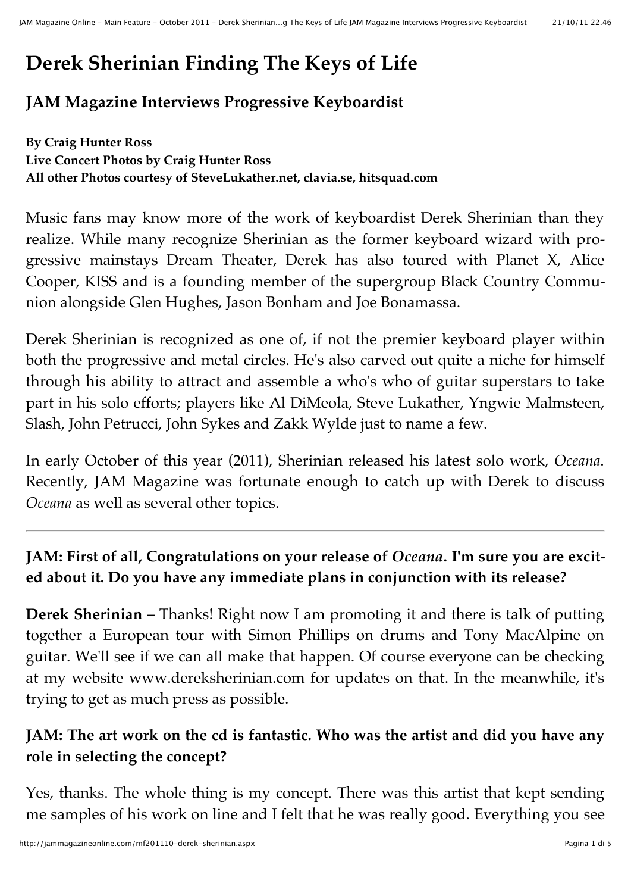# Derek Sherinian Finding The Keys of Life

## JAM Magazine Interviews Progressive Keyboardist

**By Craig Hunter Ross**
**Live Concert Photos by Craig Hunter Ross**
**All other Photos courtesy of SteveLukather.net, clavia.se, hitsquad.com**

Music fans may know more of the work of keyboardist Derek Sherinian than they realize. While many recognize Sherinian as the former keyboard wizard with progressive mainstays Dream Theater, Derek has also toured with Planet X, Alice Cooper, KISS and is a founding member of the supergroup Black Country Communion alongside Glen Hughes, Jason Bonham and Joe Bonamassa.

Derek Sherinian is recognized as one of, if not the premier keyboard player within both the progressive and metal circles. He's also carved out quite a niche for himself through his ability to attract and assemble a who's who of guitar superstars to take part in his solo efforts; players like Al DiMeola, Steve Lukather, Yngwie Malmsteen, Slash, John Petrucci, John Sykes and Zakk Wylde just to name a few.

In early October of this year (2011), Sherinian released his latest solo work, *Oceana*. Recently, JAM Magazine was fortunate enough to catch up with Derek to discuss *Oceana* as well as several other topics.

---

**JAM: First of all, Congratulations on your release of *Oceana*. I'm sure you are excited about it. Do you have any immediate plans in conjunction with its release?**

**Derek Sherinian –** Thanks! Right now I am promoting it and there is talk of putting together a European tour with Simon Phillips on drums and Tony MacAlpine on guitar. We'll see if we can all make that happen. Of course everyone can be checking at my website www.dereksherinian.com for updates on that. In the meanwhile, it's trying to get as much press as possible.

**JAM: The art work on the cd is fantastic. Who was the artist and did you have any role in selecting the concept?**

Yes, thanks. The whole thing is my concept. There was this artist that kept sending me samples of his work on line and I felt that he was really good. Everything you see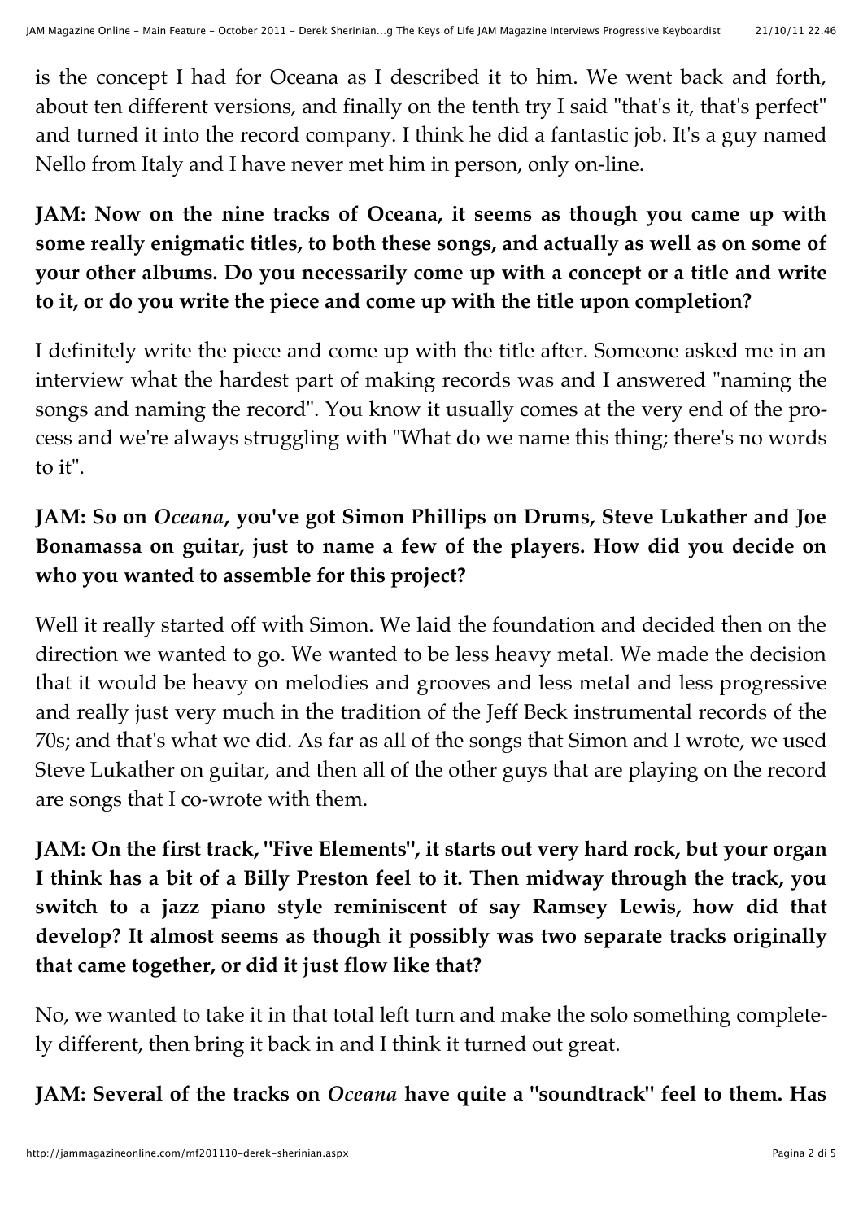is the concept I had for Oceana as I described it to him. We went back and forth, about ten different versions, and finally on the tenth try I said "that's it, that's perfect" and turned it into the record company. I think he did a fantastic job. It's a guy named Nello from Italy and I have never met him in person, only on-line.

**JAM: Now on the nine tracks of Oceana, it seems as though you came up with some really enigmatic titles, to both these songs, and actually as well as on some of your other albums. Do you necessarily come up with a concept or a title and write to it, or do you write the piece and come up with the title upon completion?**

I definitely write the piece and come up with the title after. Someone asked me in an interview what the hardest part of making records was and I answered "naming the songs and naming the record". You know it usually comes at the very end of the process and we're always struggling with "What do we name this thing; there's no words to it".

**JAM: So on *Oceana*, you've got Simon Phillips on Drums, Steve Lukather and Joe Bonamassa on guitar, just to name a few of the players. How did you decide on who you wanted to assemble for this project?**

Well it really started off with Simon. We laid the foundation and decided then on the direction we wanted to go. We wanted to be less heavy metal. We made the decision that it would be heavy on melodies and grooves and less metal and less progressive and really just very much in the tradition of the Jeff Beck instrumental records of the 70s; and that's what we did. As far as all of the songs that Simon and I wrote, we used Steve Lukather on guitar, and then all of the other guys that are playing on the record are songs that I co-wrote with them.

**JAM: On the first track, "Five Elements", it starts out very hard rock, but your organ I think has a bit of a Billy Preston feel to it. Then midway through the track, you switch to a jazz piano style reminiscent of say Ramsey Lewis, how did that develop? It almost seems as though it possibly was two separate tracks originally that came together, or did it just flow like that?**

No, we wanted to take it in that total left turn and make the solo something completely different, then bring it back in and I think it turned out great.

**JAM: Several of the tracks on *Oceana* have quite a "soundtrack" feel to them. Has**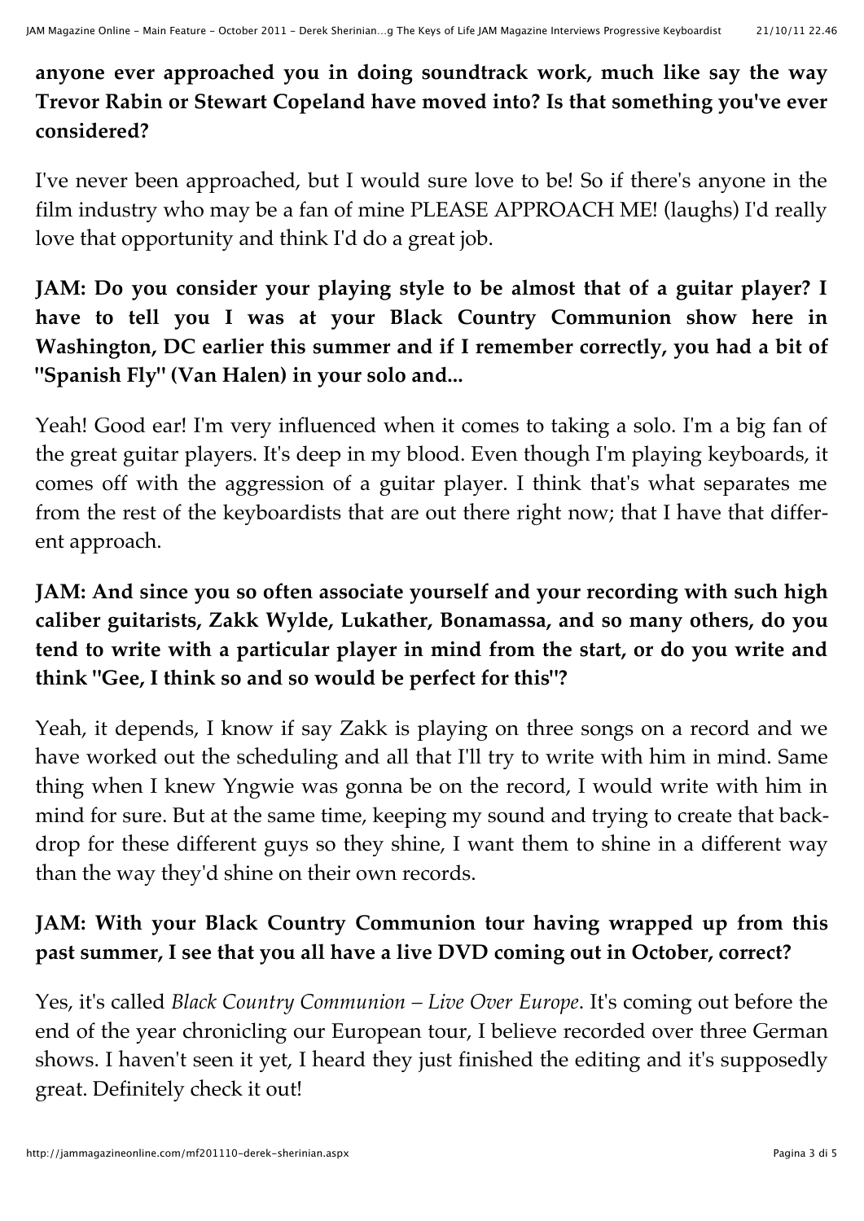**anyone ever approached you in doing soundtrack work, much like say the way Trevor Rabin or Stewart Copeland have moved into? Is that something you've ever considered?**

I've never been approached, but I would sure love to be! So if there's anyone in the film industry who may be a fan of mine PLEASE APPROACH ME! (laughs) I'd really love that opportunity and think I'd do a great job.

**JAM: Do you consider your playing style to be almost that of a guitar player? I have to tell you I was at your Black Country Communion show here in Washington, DC earlier this summer and if I remember correctly, you had a bit of "Spanish Fly" (Van Halen) in your solo and...**

Yeah! Good ear! I'm very influenced when it comes to taking a solo. I'm a big fan of the great guitar players. It's deep in my blood. Even though I'm playing keyboards, it comes off with the aggression of a guitar player. I think that's what separates me from the rest of the keyboardists that are out there right now; that I have that different approach.

**JAM: And since you so often associate yourself and your recording with such high caliber guitarists, Zakk Wylde, Lukather, Bonamassa, and so many others, do you tend to write with a particular player in mind from the start, or do you write and think "Gee, I think so and so would be perfect for this"?**

Yeah, it depends, I know if say Zakk is playing on three songs on a record and we have worked out the scheduling and all that I'll try to write with him in mind. Same thing when I knew Yngwie was gonna be on the record, I would write with him in mind for sure. But at the same time, keeping my sound and trying to create that backdrop for these different guys so they shine, I want them to shine in a different way than the way they'd shine on their own records.

**JAM: With your Black Country Communion tour having wrapped up from this past summer, I see that you all have a live DVD coming out in October, correct?**

Yes, it's called *Black Country Communion – Live Over Europe*. It's coming out before the end of the year chronicling our European tour, I believe recorded over three German shows. I haven't seen it yet, I heard they just finished the editing and it's supposedly great. Definitely check it out!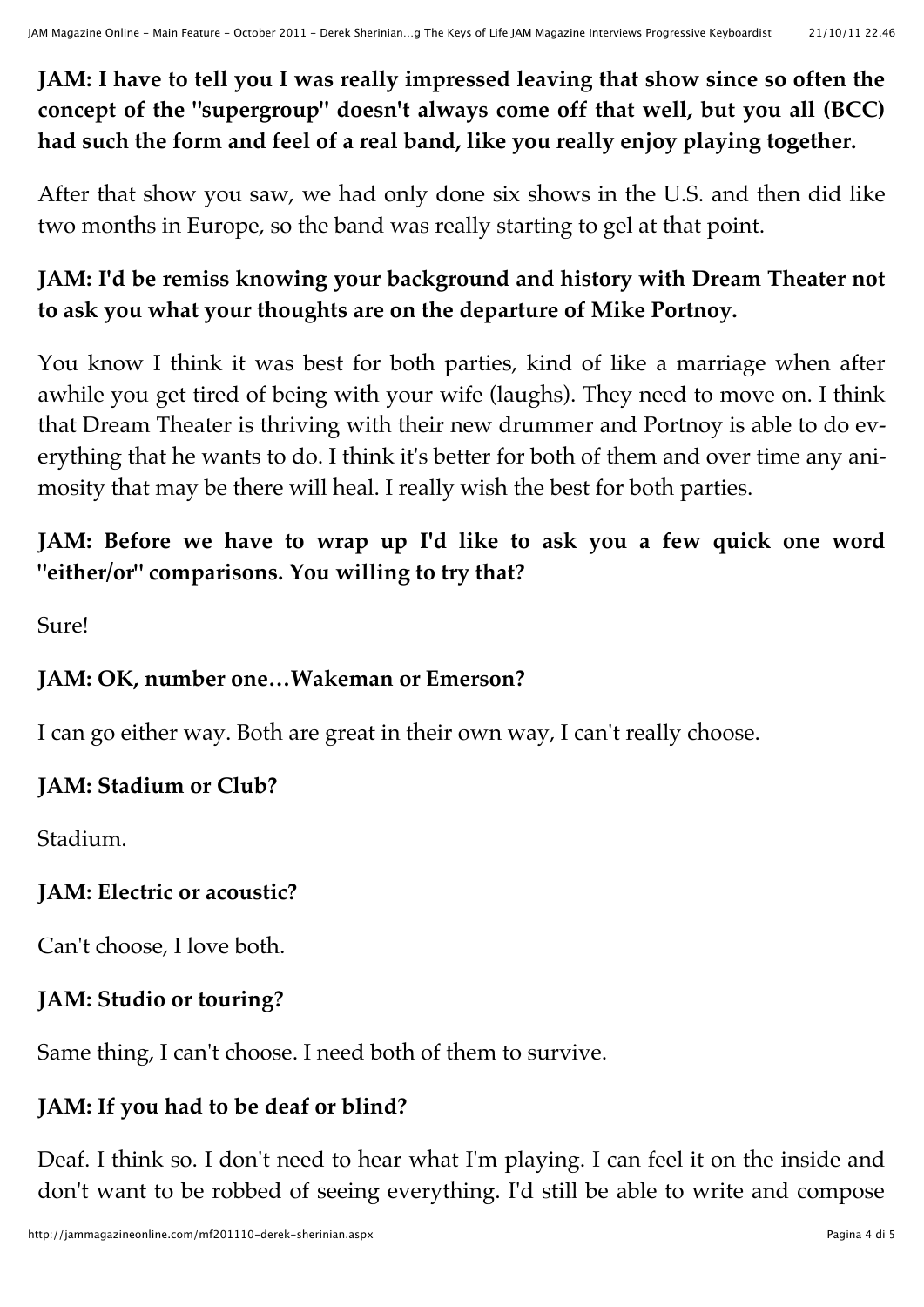**JAM: I have to tell you I was really impressed leaving that show since so often the concept of the "supergroup" doesn't always come off that well, but you all (BCC) had such the form and feel of a real band, like you really enjoy playing together.**

After that show you saw, we had only done six shows in the U.S. and then did like two months in Europe, so the band was really starting to gel at that point.

**JAM: I'd be remiss knowing your background and history with Dream Theater not to ask you what your thoughts are on the departure of Mike Portnoy.**

You know I think it was best for both parties, kind of like a marriage when after awhile you get tired of being with your wife (laughs). They need to move on. I think that Dream Theater is thriving with their new drummer and Portnoy is able to do everything that he wants to do. I think it's better for both of them and over time any animosity that may be there will heal. I really wish the best for both parties.

**JAM: Before we have to wrap up I'd like to ask you a few quick one word "either/or" comparisons. You willing to try that?**

Sure!

**JAM: OK, number one…Wakeman or Emerson?**

I can go either way. Both are great in their own way, I can't really choose.

**JAM: Stadium or Club?**

Stadium.

**JAM: Electric or acoustic?**

Can't choose, I love both.

**JAM: Studio or touring?**

Same thing, I can't choose. I need both of them to survive.

**JAM: If you had to be deaf or blind?**

Deaf. I think so. I don't need to hear what I'm playing. I can feel it on the inside and don't want to be robbed of seeing everything. I'd still be able to write and compose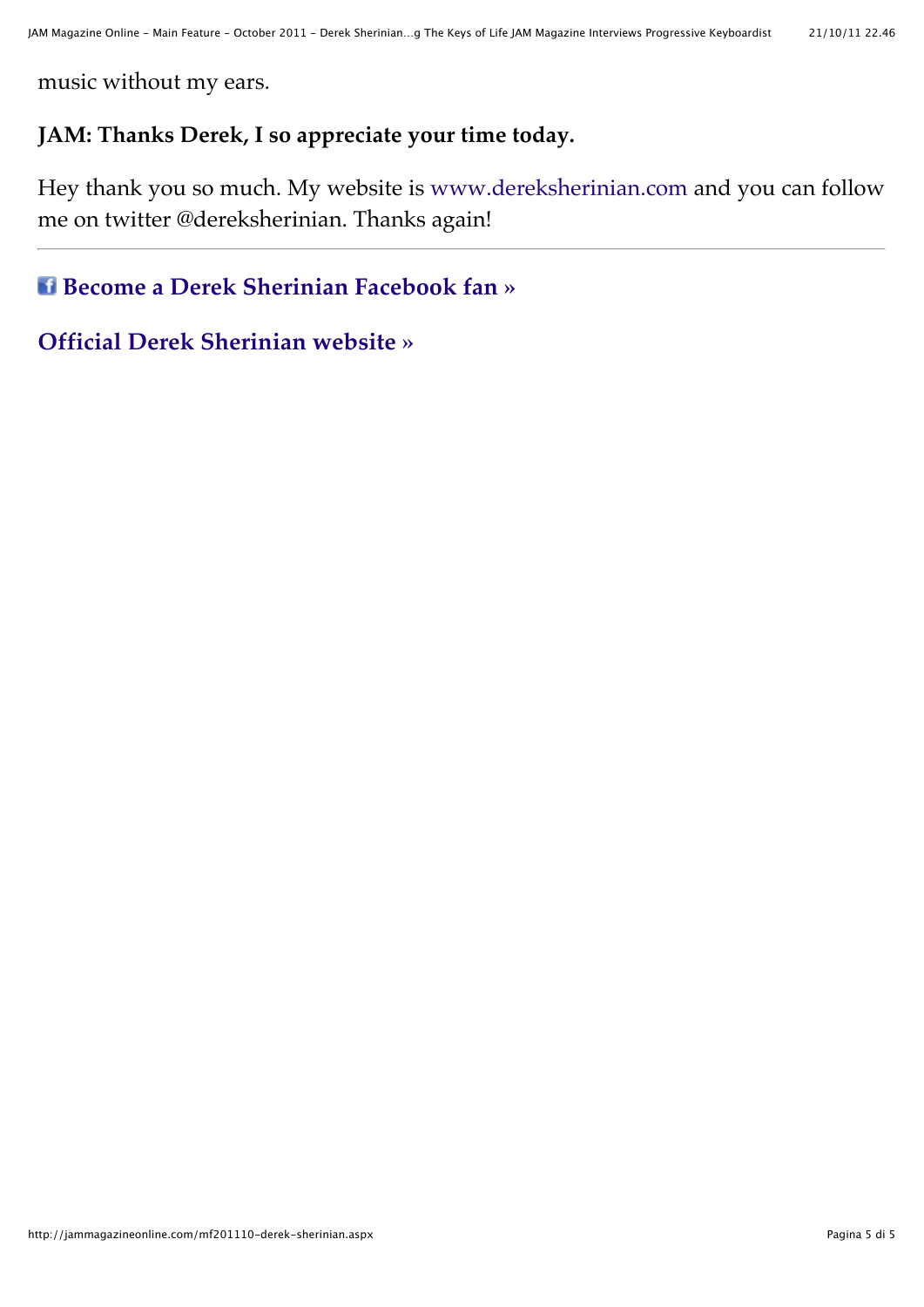music without my ears.

**JAM: Thanks Derek, I so appreciate your time today.**

Hey thank you so much. My website is www.dereksherinian.com and you can follow me on twitter @dereksherinian. Thanks again!

---

**Become a Derek Sherinian Facebook fan »**

**Official Derek Sherinian website »**